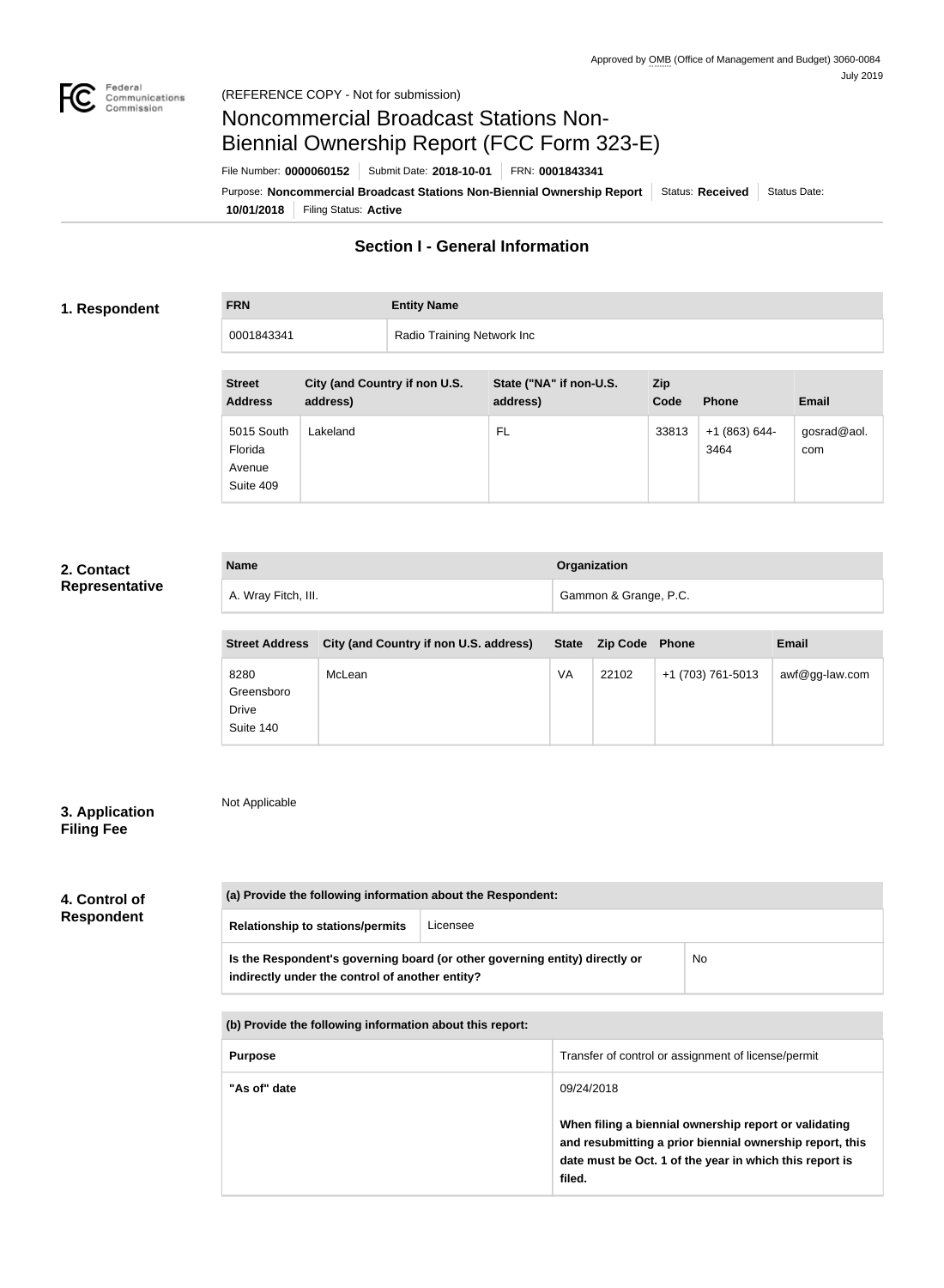Approved by OMB (Office of Management and Budget) 3060-0084
July 2019

(REFERENCE COPY - Not for submission)

# Noncommercial Broadcast Stations Non-Biennial Ownership Report (FCC Form 323-E)

File Number: **0000060152** | Submit Date: **2018-10-01** | FRN: **0001843341**

Purpose: **Noncommercial Broadcast Stations Non-Biennial Ownership Report** | Status: **Received** | Status Date: **10/01/2018** | Filing Status: **Active**

## Section I - General Information

### 1. Respondent

| FRN | Entity Name |
|---|---|
| 0001843341 | Radio Training Network Inc |

| Street Address | City (and Country if non U.S. address) | State ("NA" if non-U.S. address) | Zip Code | Phone | Email |
|---|---|---|---|---|---|
| 5015 South Florida Avenue Suite 409 | Lakeland | FL | 33813 | +1 (863) 644-3464 | gosrad@aol.com |

### 2. Contact Representative

| Name | Organization |
|---|---|
| A. Wray Fitch, III. | Gammon & Grange, P.C. |

| Street Address | City (and Country if non U.S. address) | State | Zip Code | Phone | Email |
|---|---|---|---|---|---|
| 8280 Greensboro Drive Suite 140 | McLean | VA | 22102 | +1 (703) 761-5013 | awf@gg-law.com |

### 3. Application Filing Fee

Not Applicable

### 4. Control of Respondent

| (a) Provide the following information about the Respondent: | |
|---|---|
| Relationship to stations/permits | Licensee |
| Is the Respondent's governing board (or other governing entity) directly or indirectly under the control of another entity? | No |

| (b) Provide the following information about this report: | |
|---|---|
| Purpose | Transfer of control or assignment of license/permit |
| "As of" date | 09/24/2018<br><br>**When filing a biennial ownership report or validating and resubmitting a prior biennial ownership report, this date must be Oct. 1 of the year in which this report is filed.** |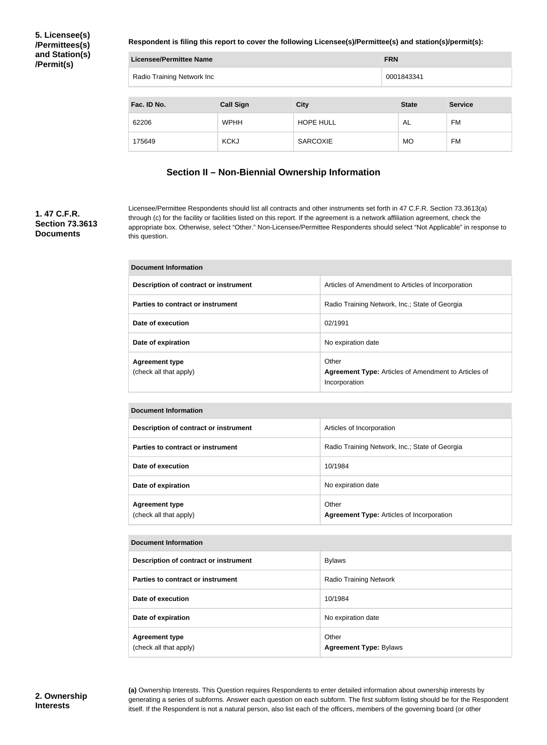**5. Licensee(s)/Permittees(s) and Station(s)/Permit(s)**

**Respondent is filing this report to cover the following Licensee(s)/Permittee(s) and station(s)/permit(s):**

| Licensee/Permittee Name | FRN |
|---|---|
| Radio Training Network Inc | 0001843341 |

| Fac. ID No. | Call Sign | City | State | Service |
|---|---|---|---|---|
| 62206 | WPHH | HOPE HULL | AL | FM |
| 175649 | KCKJ | SARCOXIE | MO | FM |

## Section II – Non-Biennial Ownership Information

**1. 47 C.F.R. Section 73.3613 Documents**

Licensee/Permittee Respondents should list all contracts and other instruments set forth in 47 C.F.R. Section 73.3613(a) through (c) for the facility or facilities listed on this report. If the agreement is a network affiliation agreement, check the appropriate box. Otherwise, select "Other." Non-Licensee/Permittee Respondents should select "Not Applicable" in response to this question.

| Document Information | |
|---|---|
| Description of contract or instrument | Articles of Amendment to Articles of Incorporation |
| Parties to contract or instrument | Radio Training Network, Inc.; State of Georgia |
| Date of execution | 02/1991 |
| Date of expiration | No expiration date |
| Agreement type (check all that apply) | Other **Agreement Type:** Articles of Amendment to Articles of Incorporation |

| Document Information | |
|---|---|
| Description of contract or instrument | Articles of Incorporation |
| Parties to contract or instrument | Radio Training Network, Inc.; State of Georgia |
| Date of execution | 10/1984 |
| Date of expiration | No expiration date |
| Agreement type (check all that apply) | Other **Agreement Type:** Articles of Incorporation |

| Document Information | |
|---|---|
| Description of contract or instrument | Bylaws |
| Parties to contract or instrument | Radio Training Network |
| Date of execution | 10/1984 |
| Date of expiration | No expiration date |
| Agreement type (check all that apply) | Other **Agreement Type:** Bylaws |

**2. Ownership Interests**

**(a)** Ownership Interests. This Question requires Respondents to enter detailed information about ownership interests by generating a series of subforms. Answer each question on each subform. The first subform listing should be for the Respondent itself. If the Respondent is not a natural person, also list each of the officers, members of the governing board (or other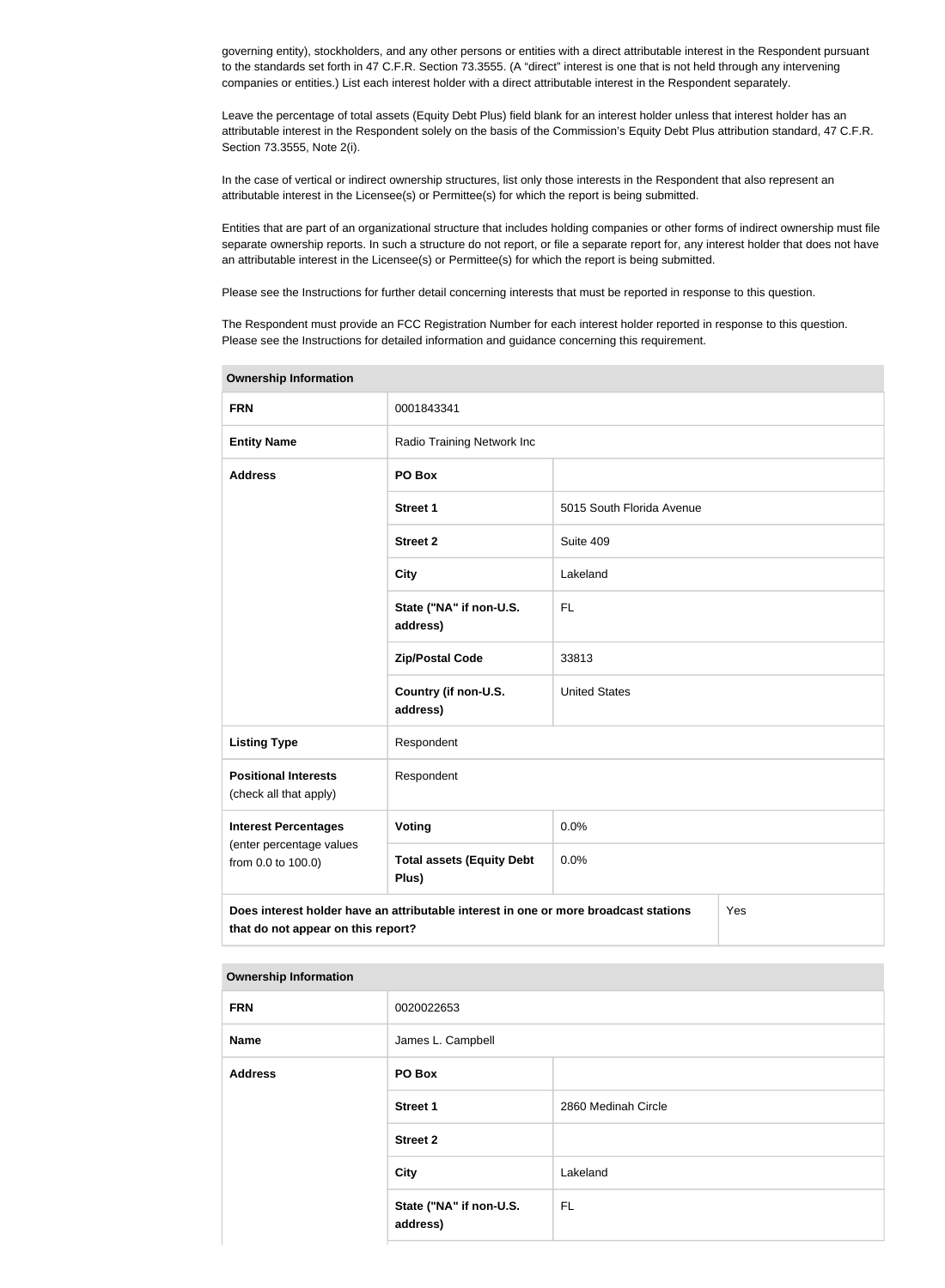governing entity), stockholders, and any other persons or entities with a direct attributable interest in the Respondent pursuant to the standards set forth in 47 C.F.R. Section 73.3555. (A "direct" interest is one that is not held through any intervening companies or entities.) List each interest holder with a direct attributable interest in the Respondent separately.

Leave the percentage of total assets (Equity Debt Plus) field blank for an interest holder unless that interest holder has an attributable interest in the Respondent solely on the basis of the Commission's Equity Debt Plus attribution standard, 47 C.F.R. Section 73.3555, Note 2(i).

In the case of vertical or indirect ownership structures, list only those interests in the Respondent that also represent an attributable interest in the Licensee(s) or Permittee(s) for which the report is being submitted.

Entities that are part of an organizational structure that includes holding companies or other forms of indirect ownership must file separate ownership reports. In such a structure do not report, or file a separate report for, any interest holder that does not have an attributable interest in the Licensee(s) or Permittee(s) for which the report is being submitted.

Please see the Instructions for further detail concerning interests that must be reported in response to this question.

The Respondent must provide an FCC Registration Number for each interest holder reported in response to this question. Please see the Instructions for detailed information and guidance concerning this requirement.

| **Ownership Information** | | |
|---|---|---|
| **FRN** | 0001843341 | |
| **Entity Name** | Radio Training Network Inc | |
| **Address** | **PO Box** | |
| | **Street 1** | 5015 South Florida Avenue |
| | **Street 2** | Suite 409 |
| | **City** | Lakeland |
| | **State ("NA" if non-U.S. address)** | FL |
| | **Zip/Postal Code** | 33813 |
| | **Country (if non-U.S. address)** | United States |
| **Listing Type** | Respondent | |
| **Positional Interests** (check all that apply) | Respondent | |
| **Interest Percentages** (enter percentage values from 0.0 to 100.0) | **Voting** | 0.0% |
| | **Total assets (Equity Debt Plus)** | 0.0% |
| **Does interest holder have an attributable interest in one or more broadcast stations that do not appear on this report?** | | Yes |

| **Ownership Information** | | |
|---|---|---|
| **FRN** | 0020022653 | |
| **Name** | James L. Campbell | |
| **Address** | **PO Box** | |
| | **Street 1** | 2860 Medinah Circle |
| | **Street 2** | |
| | **City** | Lakeland |
| | **State ("NA" if non-U.S. address)** | FL |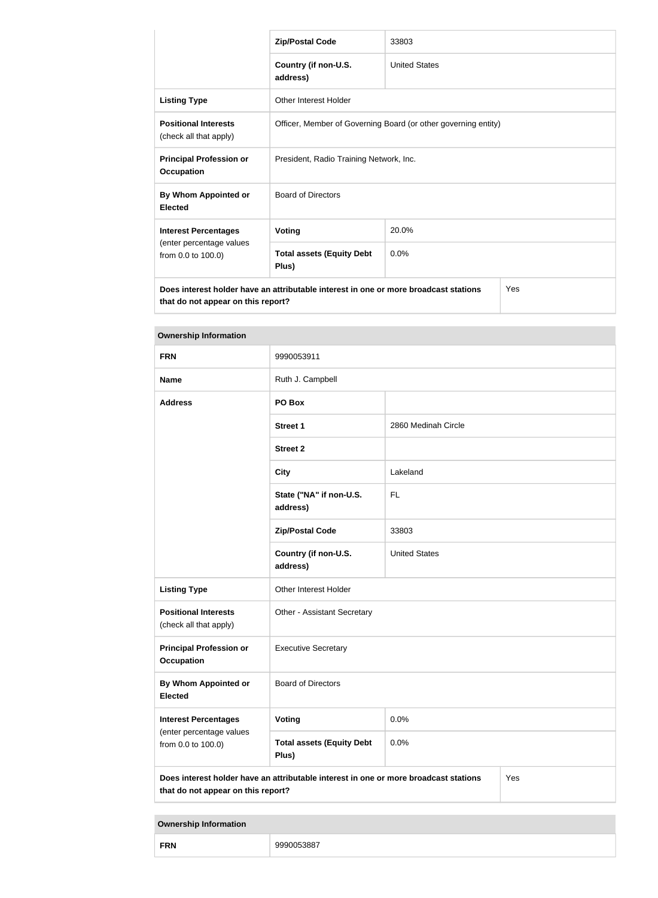| | | |
|---|---|---|
| | **Zip/Postal Code** | 33803 |
| | **Country (if non-U.S. address)** | United States |
| **Listing Type** | Other Interest Holder | |
| **Positional Interests** (check all that apply) | Officer, Member of Governing Board (or other governing entity) | |
| **Principal Profession or Occupation** | President, Radio Training Network, Inc. | |
| **By Whom Appointed or Elected** | Board of Directors | |
| **Interest Percentages** (enter percentage values from 0.0 to 100.0) | **Voting** | 20.0% |
| | **Total assets (Equity Debt Plus)** | 0.0% |
| **Does interest holder have an attributable interest in one or more broadcast stations that do not appear on this report?** | | Yes |

| **Ownership Information** | | |
|---|---|---|
| **FRN** | 9990053911 | |
| **Name** | Ruth J. Campbell | |
| **Address** | **PO Box** | |
| | **Street 1** | 2860 Medinah Circle |
| | **Street 2** | |
| | **City** | Lakeland |
| | **State ("NA" if non-U.S. address)** | FL |
| | **Zip/Postal Code** | 33803 |
| | **Country (if non-U.S. address)** | United States |
| **Listing Type** | Other Interest Holder | |
| **Positional Interests** (check all that apply) | Other - Assistant Secretary | |
| **Principal Profession or Occupation** | Executive Secretary | |
| **By Whom Appointed or Elected** | Board of Directors | |
| **Interest Percentages** (enter percentage values from 0.0 to 100.0) | **Voting** | 0.0% |
| | **Total assets (Equity Debt Plus)** | 0.0% |
| **Does interest holder have an attributable interest in one or more broadcast stations that do not appear on this report?** | | Yes |

| **Ownership Information** | |
|---|---|
| **FRN** | 9990053887 |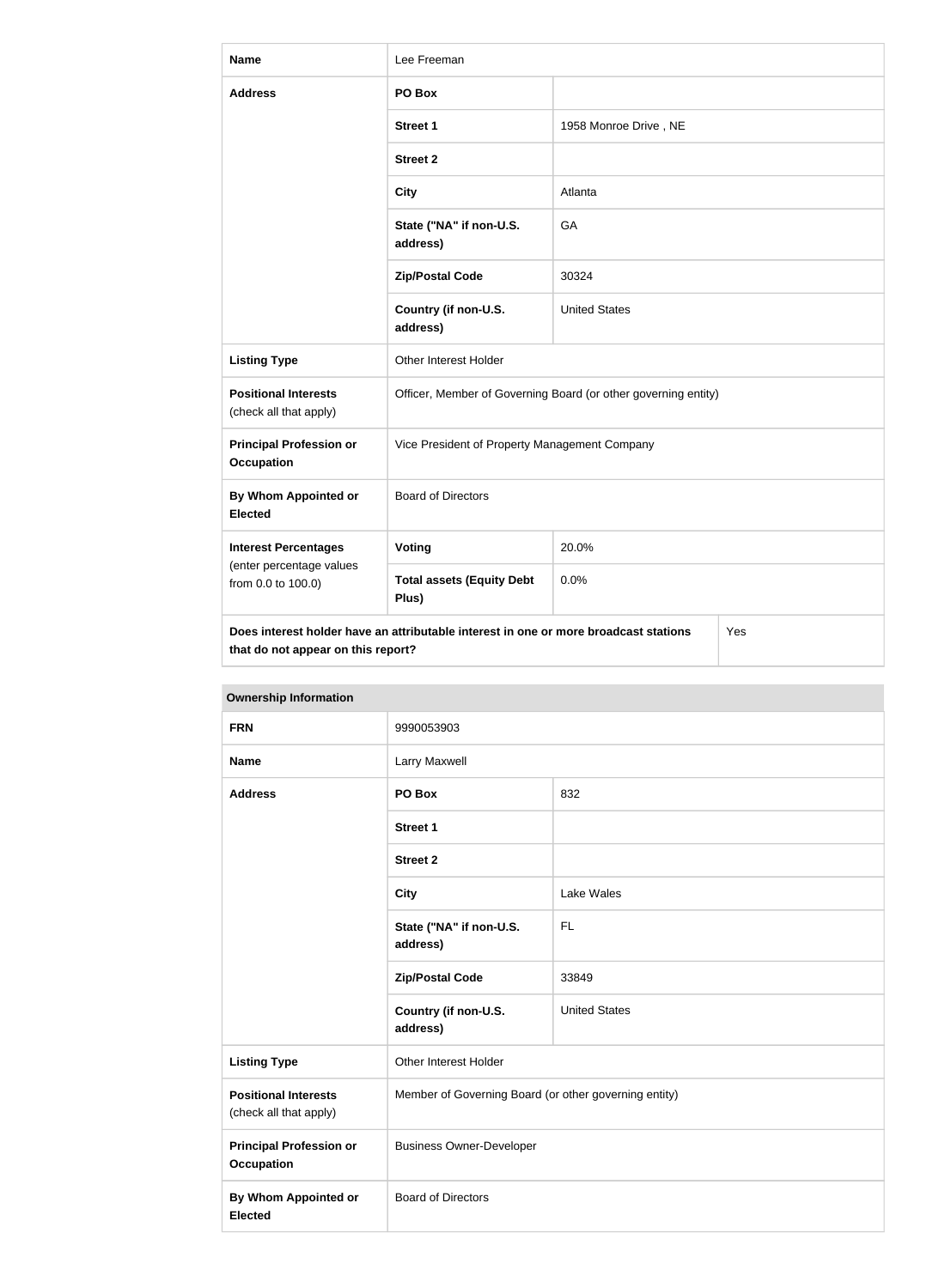| | | |
|---|---|---|
| **Name** | Lee Freeman | |
| **Address** | **PO Box** | |
| | **Street 1** | 1958 Monroe Drive , NE |
| | **Street 2** | |
| | **City** | Atlanta |
| | **State ("NA" if non-U.S. address)** | GA |
| | **Zip/Postal Code** | 30324 |
| | **Country (if non-U.S. address)** | United States |
| **Listing Type** | Other Interest Holder | |
| **Positional Interests** (check all that apply) | Officer, Member of Governing Board (or other governing entity) | |
| **Principal Profession or Occupation** | Vice President of Property Management Company | |
| **By Whom Appointed or Elected** | Board of Directors | |
| **Interest Percentages** (enter percentage values from 0.0 to 100.0) | **Voting** | 20.0% |
| | **Total assets (Equity Debt Plus)** | 0.0% |
| **Does interest holder have an attributable interest in one or more broadcast stations that do not appear on this report?** | | Yes |

**Ownership Information**

| | | |
|---|---|---|
| **FRN** | 9990053903 | |
| **Name** | Larry Maxwell | |
| **Address** | **PO Box** | 832 |
| | **Street 1** | |
| | **Street 2** | |
| | **City** | Lake Wales |
| | **State ("NA" if non-U.S. address)** | FL |
| | **Zip/Postal Code** | 33849 |
| | **Country (if non-U.S. address)** | United States |
| **Listing Type** | Other Interest Holder | |
| **Positional Interests** (check all that apply) | Member of Governing Board (or other governing entity) | |
| **Principal Profession or Occupation** | Business Owner-Developer | |
| **By Whom Appointed or Elected** | Board of Directors | |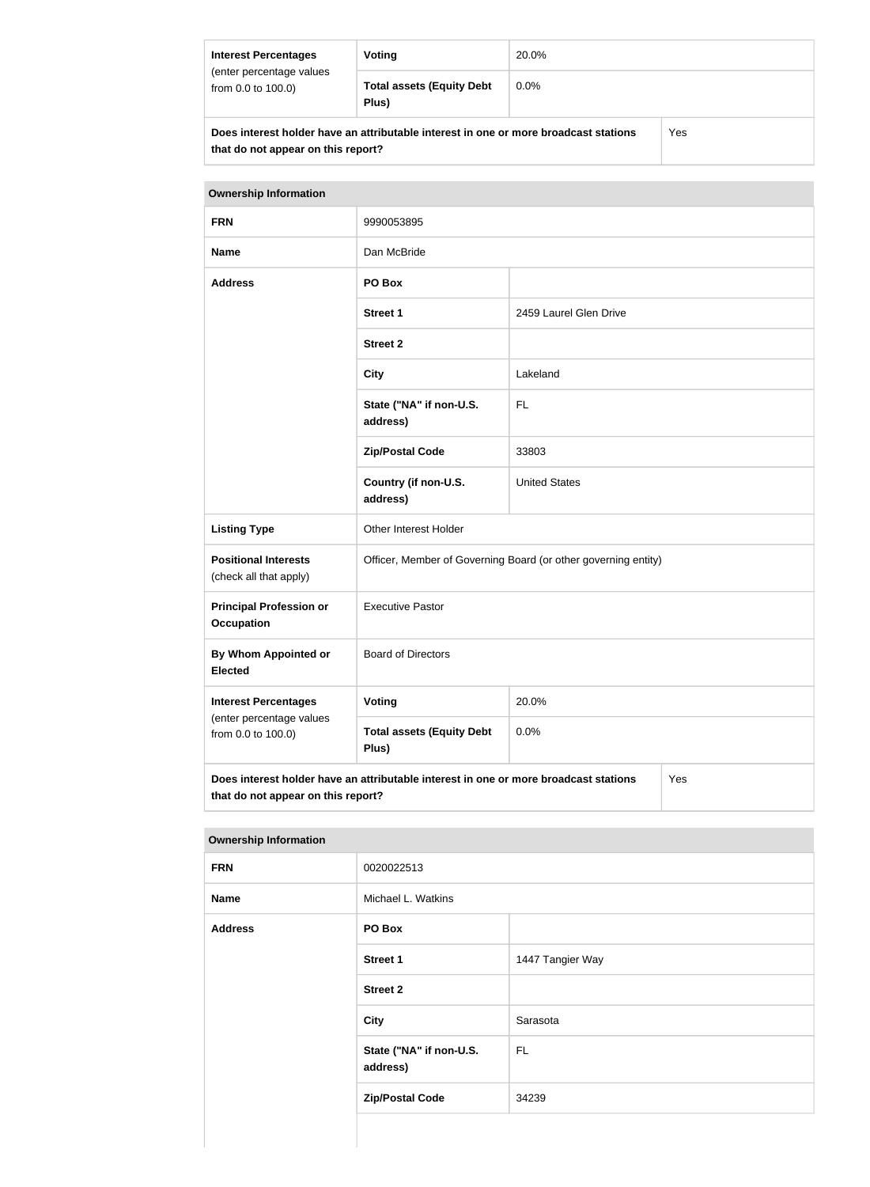| Interest Percentages (enter percentage values from 0.0 to 100.0) | Voting | 20.0% |
|---|---|---|
| | Total assets (Equity Debt Plus) | 0.0% |
| Does interest holder have an attributable interest in one or more broadcast stations that do not appear on this report? | | Yes |

| Ownership Information | | |
|---|---|---|
| FRN | 9990053895 | |
| Name | Dan McBride | |
| Address | PO Box | |
| | Street 1 | 2459 Laurel Glen Drive |
| | Street 2 | |
| | City | Lakeland |
| | State ("NA" if non-U.S. address) | FL |
| | Zip/Postal Code | 33803 |
| | Country (if non-U.S. address) | United States |
| Listing Type | Other Interest Holder | |
| Positional Interests (check all that apply) | Officer, Member of Governing Board (or other governing entity) | |
| Principal Profession or Occupation | Executive Pastor | |
| By Whom Appointed or Elected | Board of Directors | |
| Interest Percentages (enter percentage values from 0.0 to 100.0) | Voting | 20.0% |
| | Total assets (Equity Debt Plus) | 0.0% |
| Does interest holder have an attributable interest in one or more broadcast stations that do not appear on this report? | | Yes |

| Ownership Information | | |
|---|---|---|
| FRN | 0020022513 | |
| Name | Michael L. Watkins | |
| Address | PO Box | |
| | Street 1 | 1447 Tangier Way |
| | Street 2 | |
| | City | Sarasota |
| | State ("NA" if non-U.S. address) | FL |
| | Zip/Postal Code | 34239 |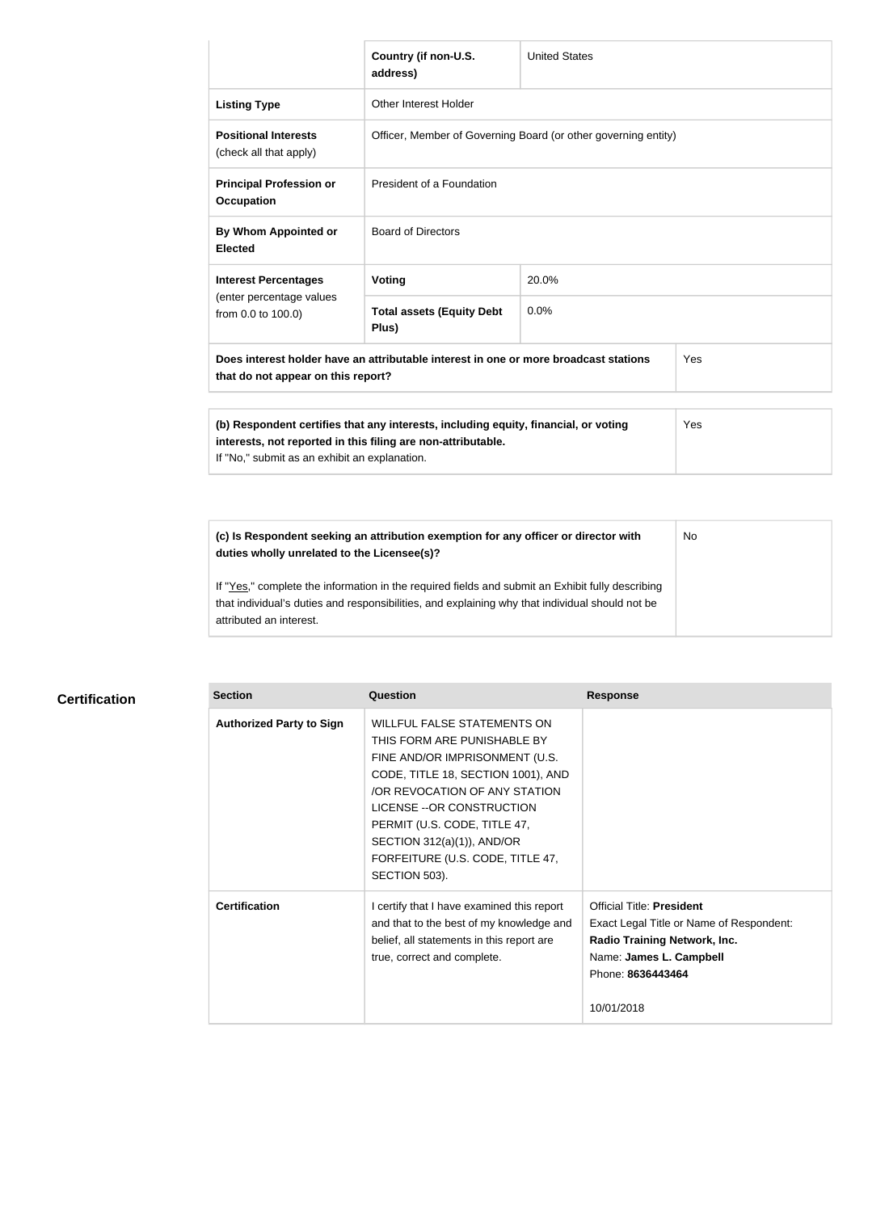| | | |
|---|---|---|
| | **Country (if non-U.S. address)** | United States |
| **Listing Type** | Other Interest Holder | |
| **Positional Interests** (check all that apply) | Officer, Member of Governing Board (or other governing entity) | |
| **Principal Profession or Occupation** | President of a Foundation | |
| **By Whom Appointed or Elected** | Board of Directors | |
| **Interest Percentages** (enter percentage values from 0.0 to 100.0) | **Voting** | 20.0% |
| | **Total assets (Equity Debt Plus)** | 0.0% |
| **Does interest holder have an attributable interest in one or more broadcast stations that do not appear on this report?** | | Yes |

| | |
|---|---|
| **(b) Respondent certifies that any interests, including equity, financial, or voting interests, not reported in this filing are non-attributable.** If "No," submit as an exhibit an explanation. | Yes |

| | |
|---|---|
| **(c) Is Respondent seeking an attribution exemption for any officer or director with duties wholly unrelated to the Licensee(s)?** If "Yes," complete the information in the required fields and submit an Exhibit fully describing that individual's duties and responsibilities, and explaining why that individual should not be attributed an interest. | No |

## Certification

| Section | Question | Response |
|---|---|---|
| **Authorized Party to Sign** | WILLFUL FALSE STATEMENTS ON THIS FORM ARE PUNISHABLE BY FINE AND/OR IMPRISONMENT (U.S. CODE, TITLE 18, SECTION 1001), AND /OR REVOCATION OF ANY STATION LICENSE --OR CONSTRUCTION PERMIT (U.S. CODE, TITLE 47, SECTION 312(a)(1)), AND/OR FORFEITURE (U.S. CODE, TITLE 47, SECTION 503). | |
| **Certification** | I certify that I have examined this report and that to the best of my knowledge and belief, all statements in this report are true, correct and complete. | Official Title: **President**<br>Exact Legal Title or Name of Respondent: **Radio Training Network, Inc.**<br>Name: **James L. Campbell**<br>Phone: **8636443464**<br><br>10/01/2018 |